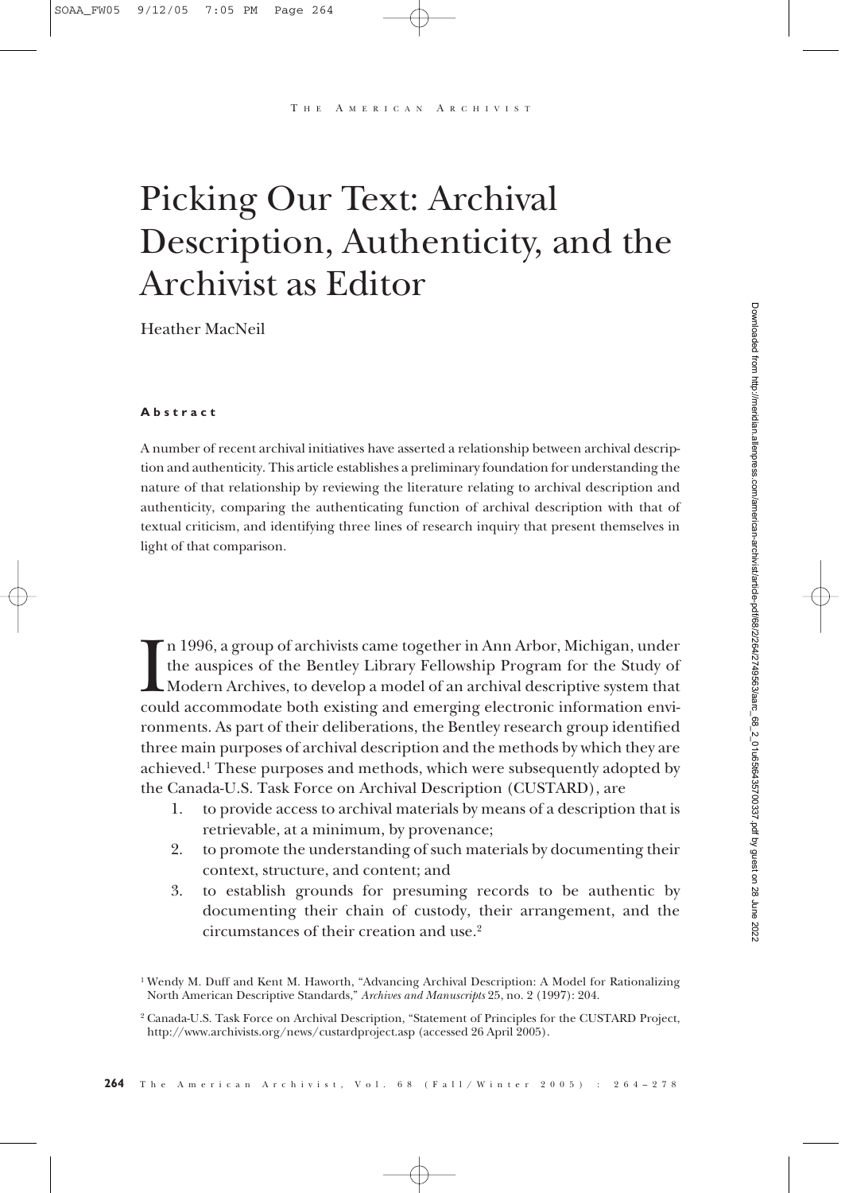# Picking Our Text: Archival Description, Authenticity, and the Archivist as Editor

Heather MacNeil

**Abstract**

A number of recent archival initiatives have asserted a relationship between archival description and authenticity. This article establishes a preliminary foundation for understanding the nature of that relationship by reviewing the literature relating to archival description and authenticity, comparing the authenticating function of archival description with that of textual criticism, and identifying three lines of research inquiry that present themselves in light of that comparison.

In 1996, a group of archivists came together in Ann Arbor, Michigan, under the auspices of the Bentley Library Fellowship Program for the Study of Modern Archives, to develop a model of an archival descriptive system that could accommodate both existing and emerging electronic information environments. As part of their deliberations, the Bentley research group identified three main purposes of archival description and the methods by which they are achieved.[1] These purposes and methods, which were subsequently adopted by the Canada-U.S. Task Force on Archival Description (CUSTARD), are

1. to provide access to archival materials by means of a description that is retrievable, at a minimum, by provenance;
2. to promote the understanding of such materials by documenting their context, structure, and content; and
3. to establish grounds for presuming records to be authentic by documenting their chain of custody, their arrangement, and the circumstances of their creation and use.[2]

[1] Wendy M. Duff and Kent M. Haworth, "Advancing Archival Description: A Model for Rationalizing North American Descriptive Standards," *Archives and Manuscripts* 25, no. 2 (1997): 204.

[2] Canada-U.S. Task Force on Archival Description, "Statement of Principles for the CUSTARD Project, http://www.archivists.org/news/custardproject.asp (accessed 26 April 2005).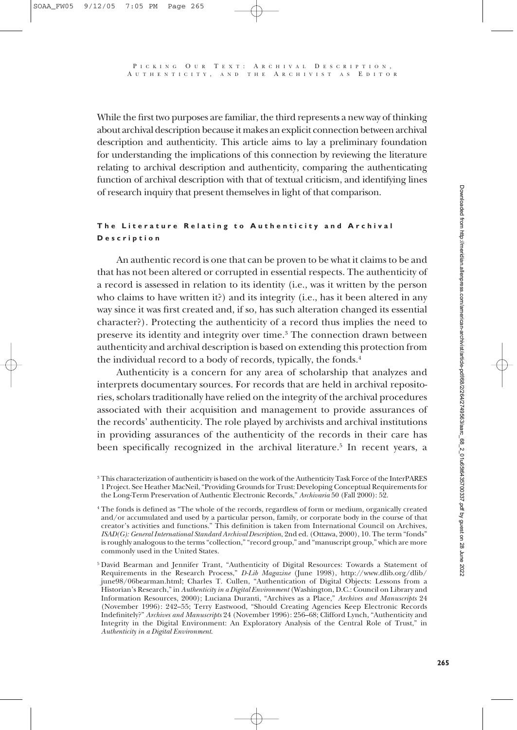While the first two purposes are familiar, the third represents a new way of thinking about archival description because it makes an explicit connection between archival description and authenticity. This article aims to lay a preliminary foundation for understanding the implications of this connection by reviewing the literature relating to archival description and authenticity, comparing the authenticating function of archival description with that of textual criticism, and identifying lines of research inquiry that present themselves in light of that comparison.

## The Literature Relating to Authenticity and Archival Description

An authentic record is one that can be proven to be what it claims to be and that has not been altered or corrupted in essential respects. The authenticity of a record is assessed in relation to its identity (i.e., was it written by the person who claims to have written it?) and its integrity (i.e., has it been altered in any way since it was first created and, if so, has such alteration changed its essential character?). Protecting the authenticity of a record thus implies the need to preserve its identity and integrity over time.[3] The connection drawn between authenticity and archival description is based on extending this protection from the individual record to a body of records, typically, the fonds.[4]

Authenticity is a concern for any area of scholarship that analyzes and interprets documentary sources. For records that are held in archival repositories, scholars traditionally have relied on the integrity of the archival procedures associated with their acquisition and management to provide assurances of the records' authenticity. The role played by archivists and archival institutions in providing assurances of the authenticity of the records in their care has been specifically recognized in the archival literature.[5] In recent years, a

[3] This characterization of authenticity is based on the work of the Authenticity Task Force of the InterPARES 1 Project. See Heather MacNeil, "Providing Grounds for Trust: Developing Conceptual Requirements for the Long-Term Preservation of Authentic Electronic Records," *Archivaria* 50 (Fall 2000): 52.

[4] The fonds is defined as "The whole of the records, regardless of form or medium, organically created and/or accumulated and used by a particular person, family, or corporate body in the course of that creator's activities and functions." This definition is taken from International Council on Archives, *ISAD(G): General International Standard Archival Description*, 2nd ed. (Ottawa, 2000), 10. The term "fonds" is roughly analogous to the terms "collection," "record group," and "manuscript group," which are more commonly used in the United States.

[5] David Bearman and Jennifer Trant, "Authenticity of Digital Resources: Towards a Statement of Requirements in the Research Process," *D-Lib Magazine* (June 1998), http://www.dlib.org/dlib/june98/06bearman.html; Charles T. Cullen, "Authentication of Digital Objects: Lessons from a Historian's Research," in *Authenticity in a Digital Environment* (Washington, D.C.: Council on Library and Information Resources, 2000); Luciana Duranti, "Archives as a Place," *Archives and Manuscripts* 24 (November 1996): 242–55; Terry Eastwood, "Should Creating Agencies Keep Electronic Records Indefinitely?" *Archives and Manuscripts* 24 (November 1996): 256–68; Clifford Lynch, "Authenticity and Integrity in the Digital Environment: An Exploratory Analysis of the Central Role of Trust," in *Authenticity in a Digital Environment*.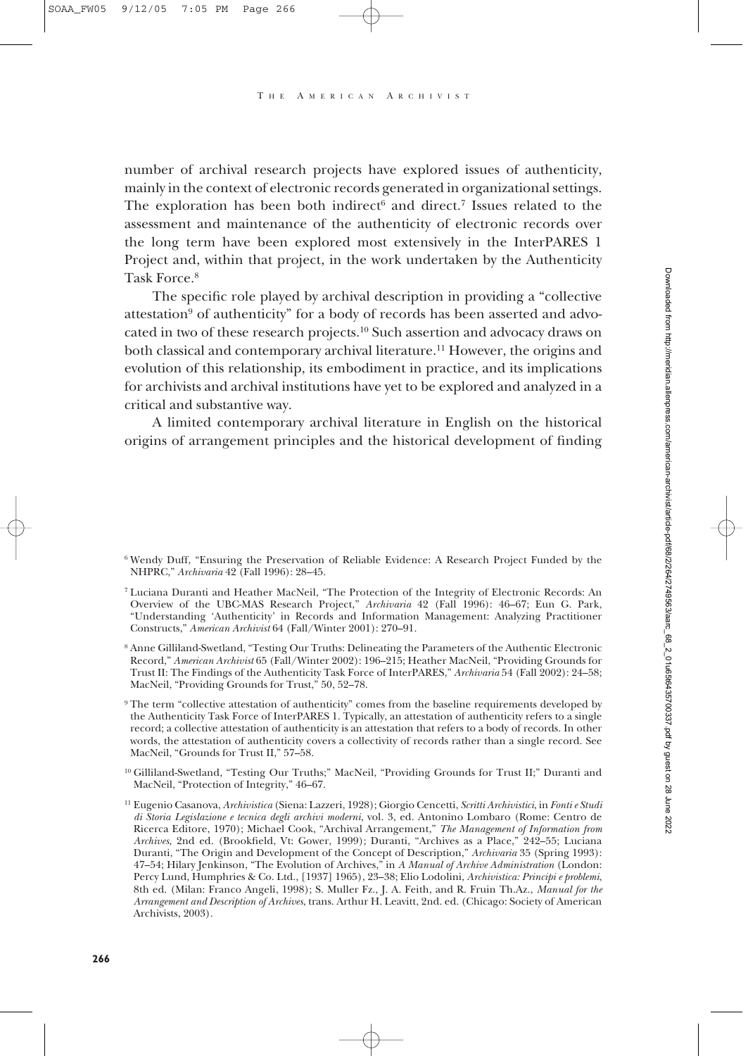number of archival research projects have explored issues of authenticity, mainly in the context of electronic records generated in organizational settings. The exploration has been both indirect[6] and direct.[7] Issues related to the assessment and maintenance of the authenticity of electronic records over the long term have been explored most extensively in the InterPARES 1 Project and, within that project, in the work undertaken by the Authenticity Task Force.[8]

The specific role played by archival description in providing a "collective attestation[9] of authenticity" for a body of records has been asserted and advocated in two of these research projects.[10] Such assertion and advocacy draws on both classical and contemporary archival literature.[11] However, the origins and evolution of this relationship, its embodiment in practice, and its implications for archivists and archival institutions have yet to be explored and analyzed in a critical and substantive way.

A limited contemporary archival literature in English on the historical origins of arrangement principles and the historical development of finding

---

[6] Wendy Duff, "Ensuring the Preservation of Reliable Evidence: A Research Project Funded by the NHPRC," *Archivaria* 42 (Fall 1996): 28–45.

[7] Luciana Duranti and Heather MacNeil, "The Protection of the Integrity of Electronic Records: An Overview of the UBC-MAS Research Project," *Archivaria* 42 (Fall 1996): 46–67; Eun G. Park, "Understanding 'Authenticity' in Records and Information Management: Analyzing Practitioner Constructs," *American Archivist* 64 (Fall/Winter 2001): 270–91.

[8] Anne Gilliland-Swetland, "Testing Our Truths: Delineating the Parameters of the Authentic Electronic Record," *American Archivist* 65 (Fall/Winter 2002): 196–215; Heather MacNeil, "Providing Grounds for Trust II: The Findings of the Authenticity Task Force of InterPARES," *Archivaria* 54 (Fall 2002): 24–58; MacNeil, "Providing Grounds for Trust," 50, 52–78.

[9] The term "collective attestation of authenticity" comes from the baseline requirements developed by the Authenticity Task Force of InterPARES 1. Typically, an attestation of authenticity refers to a single record; a collective attestation of authenticity is an attestation that refers to a body of records. In other words, the attestation of authenticity covers a collectivity of records rather than a single record. See MacNeil, "Grounds for Trust II," 57–58.

[10] Gilliland-Swetland, "Testing Our Truths;" MacNeil, "Providing Grounds for Trust II;" Duranti and MacNeil, "Protection of Integrity," 46–67.

[11] Eugenio Casanova, *Archivistica* (Siena: Lazzeri, 1928); Giorgio Cencetti, *Scritti Archivistici*, in *Fonti e Studi di Storia Legislazione e tecnica degli archivi moderni*, vol. 3, ed. Antonino Lombaro (Rome: Centro de Ricerca Editore, 1970); Michael Cook, "Archival Arrangement," *The Management of Information from Archives*, 2nd ed. (Brookfield, Vt: Gower, 1999); Duranti, "Archives as a Place," 242–55; Luciana Duranti, "The Origin and Development of the Concept of Description," *Archivaria* 35 (Spring 1993): 47–54; Hilary Jenkinson, "The Evolution of Archives," in *A Manual of Archive Administration* (London: Percy Lund, Humphries & Co. Ltd., [1937] 1965), 23–38; Elio Lodolini, *Archivistica: Principi e problemi*, 8th ed. (Milan: Franco Angeli, 1998); S. Muller Fz., J. A. Feith, and R. Fruin Th.Az., *Manual for the Arrangement and Description of Archives*, trans. Arthur H. Leavitt, 2nd. ed. (Chicago: Society of American Archivists, 2003).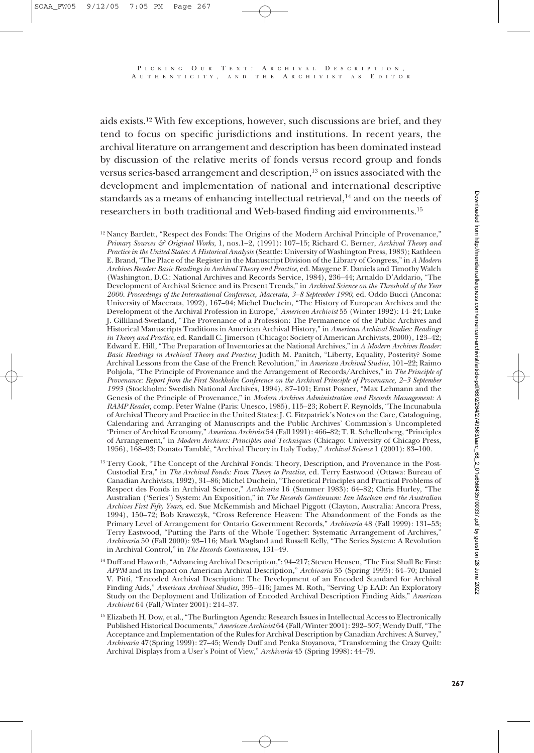aids exists.[12] With few exceptions, however, such discussions are brief, and they tend to focus on specific jurisdictions and institutions. In recent years, the archival literature on arrangement and description has been dominated instead by discussion of the relative merits of fonds versus record group and fonds versus series-based arrangement and description,[13] on issues associated with the development and implementation of national and international descriptive standards as a means of enhancing intellectual retrieval,[14] and on the needs of researchers in both traditional and Web-based finding aid environments.[15]

[12] Nancy Bartlett, "Respect des Fonds: The Origins of the Modern Archival Principle of Provenance," *Primary Sources & Original Works*, 1, nos.1–2, (1991): 107–15; Richard C. Berner, *Archival Theory and Practice in the United States: A Historical Analysis* (Seattle: University of Washington Press, 1983); Kathleen E. Brand, "The Place of the Register in the Manuscript Division of the Library of Congress," in *A Modern Archives Reader: Basic Readings in Archival Theory and Practice*, ed. Maygene F. Daniels and Timothy Walch (Washington, D.C.: National Archives and Records Service, 1984), 236–44; Arnaldo D'Addario, "The Development of Archival Science and its Present Trends," in *Archival Science on the Threshold of the Year 2000. Proceedings of the International Conference, Macerata, 3–8 September 1990*, ed. Oddo Bucci (Ancona: University of Macerata, 1992), 167–94; Michel Duchein, "The History of European Archives and the Development of the Archival Profession in Europe," *American Archivist* 55 (Winter 1992): 14–24; Luke J. Gilliland-Swetland, "The Provenance of a Profession: The Permanence of the Public Archives and Historical Manuscripts Traditions in American Archival History," in *American Archival Studies: Readings in Theory and Practice*, ed. Randall C. Jimerson (Chicago: Society of American Archivists, 2000), 123–42; Edward E. Hill, "The Preparation of Inventories at the National Archives," in *A Modern Archives Reader: Basic Readings in Archival Theory and Practice;* Judith M. Panitch, "Liberty, Equality, Posterity? Some Archival Lessons from the Case of the French Revolution," in *American Archival Studies*, 101–22; Raimo Pohjola, "The Principle of Provenance and the Arrangement of Records/Archives," in *The Principle of Provenance: Report from the First Stockholm Conference on the Archival Principle of Provenance, 2–3 September 1993* (Stockholm: Swedish National Archives, 1994), 87–101; Ernst Posner, "Max Lehmann and the Genesis of the Principle of Provenance," in *Modern Archives Administration and Records Management: A RAMP Reader*, comp. Peter Walne (Paris: Unesco, 1985), 115–23; Robert F. Reynolds, "The Incunabula of Archival Theory and Practice in the United States: J. C. Fitzpatrick's Notes on the Care, Cataloguing, Calendaring and Arranging of Manuscripts and the Public Archives' Commission's Uncompleted 'Primer of Archival Economy," *American Archivist* 54 (Fall 1991): 466–82; T. R. Schellenberg, "Principles of Arrangement," in *Modern Archives: Principles and Techniques* (Chicago: University of Chicago Press, 1956), 168–93; Donato Tamblé, "Archival Theory in Italy Today," *Archival Science* 1 (2001): 83–100.

[13] Terry Cook, "The Concept of the Archival Fonds: Theory, Description, and Provenance in the Post-Custodial Era," in *The Archival Fonds: From Theory to Practice*, ed. Terry Eastwood (Ottawa: Bureau of Canadian Archivists, 1992), 31–86; Michel Duchein, "Theoretical Principles and Practical Problems of Respect des Fonds in Archival Science," *Archivaria* 16 (Summer 1983): 64–82; Chris Hurley, "The Australian ('Series') System: An Exposition," in *The Records Continuum: Ian Maclean and the Australian Archives First Fifty Years*, ed. Sue McKemmish and Michael Piggott (Clayton, Australia: Ancora Press, 1994), 150–72; Bob Krawczyk, "Cross Reference Heaven: The Abandonment of the Fonds as the Primary Level of Arrangement for Ontario Government Records," *Archivaria* 48 (Fall 1999): 131–53; Terry Eastwood, "Putting the Parts of the Whole Together: Systematic Arrangement of Archives," *Archivaria* 50 (Fall 2000): 93–116; Mark Wagland and Russell Kelly, "The Series System: A Revolution in Archival Control," in *The Records Continuum,* 131–49.

[14] Duff and Haworth, "Advancing Archival Description,": 94–217; Steven Hensen, "The First Shall Be First: *APPM* and its Impact on American Archival Description," *Archivaria* 35 (Spring 1993): 64–70; Daniel V. Pitti, "Encoded Archival Description: The Development of an Encoded Standard for Archival Finding Aids," *American Archival Studies*, 395–416; James M. Roth, "Serving Up EAD: An Exploratory Study on the Deployment and Utilization of Encoded Archival Description Finding Aids," *American Archivist* 64 (Fall/Winter 2001): 214–37.

[15] Elizabeth H. Dow, et al., "The Burlington Agenda: Research Issues in Intellectual Access to Electronically Published Historical Documents," *American Archivist* 64 (Fall/Winter 2001): 292–307; Wendy Duff, "The Acceptance and Implementation of the Rules for Archival Description by Canadian Archives: A Survey," *Archivaria* 47(Spring 1999): 27–45; Wendy Duff and Penka Stoyanova, "Transforming the Crazy Quilt: Archival Displays from a User's Point of View," *Archivaria* 45 (Spring 1998): 44–79.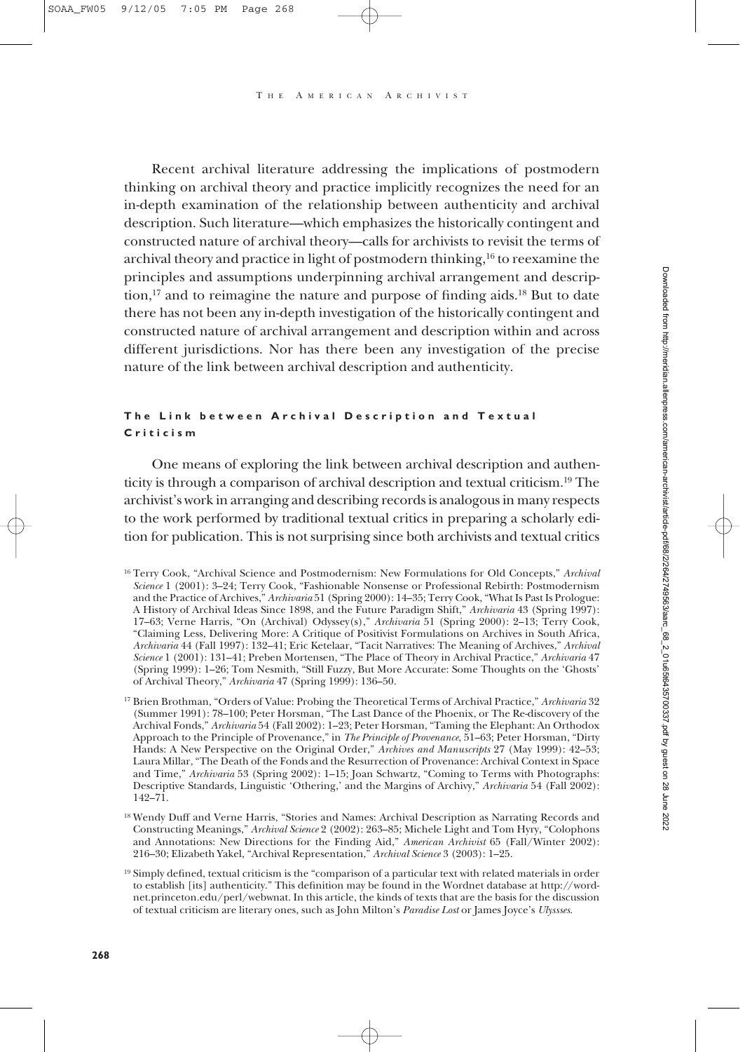Recent archival literature addressing the implications of postmodern thinking on archival theory and practice implicitly recognizes the need for an in-depth examination of the relationship between authenticity and archival description. Such literature—which emphasizes the historically contingent and constructed nature of archival theory—calls for archivists to revisit the terms of archival theory and practice in light of postmodern thinking,[16] to reexamine the principles and assumptions underpinning archival arrangement and description,[17] and to reimagine the nature and purpose of finding aids.[18] But to date there has not been any in-depth investigation of the historically contingent and constructed nature of archival arrangement and description within and across different jurisdictions. Nor has there been any investigation of the precise nature of the link between archival description and authenticity.

### The Link between Archival Description and Textual Criticism

One means of exploring the link between archival description and authenticity is through a comparison of archival description and textual criticism.[19] The archivist's work in arranging and describing records is analogous in many respects to the work performed by traditional textual critics in preparing a scholarly edition for publication. This is not surprising since both archivists and textual critics

[16] Terry Cook, "Archival Science and Postmodernism: New Formulations for Old Concepts," *Archival Science* 1 (2001): 3–24; Terry Cook, "Fashionable Nonsense or Professional Rebirth: Postmodernism and the Practice of Archives," *Archivaria* 51 (Spring 2000): 14–35; Terry Cook, "What Is Past Is Prologue: A History of Archival Ideas Since 1898, and the Future Paradigm Shift," *Archivaria* 43 (Spring 1997): 17–63; Verne Harris, "On (Archival) Odyssey(s)," *Archivaria* 51 (Spring 2000): 2–13; Terry Cook, "Claiming Less, Delivering More: A Critique of Positivist Formulations on Archives in South Africa, *Archivaria* 44 (Fall 1997): 132–41; Eric Ketelaar, "Tacit Narratives: The Meaning of Archives," *Archival Science* 1 (2001): 131–41; Preben Mortensen, "The Place of Theory in Archival Practice," *Archivaria* 47 (Spring 1999): 1–26; Tom Nesmith, "Still Fuzzy, But More Accurate: Some Thoughts on the 'Ghosts' of Archival Theory," *Archivaria* 47 (Spring 1999): 136–50.

[17] Brien Brothman, "Orders of Value: Probing the Theoretical Terms of Archival Practice," *Archivaria* 32 (Summer 1991): 78–100; Peter Horsman, "The Last Dance of the Phoenix, or The Re-discovery of the Archival Fonds," *Archivaria* 54 (Fall 2002): 1–23; Peter Horsman, "Taming the Elephant: An Orthodox Approach to the Principle of Provenance," in *The Principle of Provenance*, 51–63; Peter Horsman, "Dirty Hands: A New Perspective on the Original Order," *Archives and Manuscripts* 27 (May 1999): 42–53; Laura Millar, "The Death of the Fonds and the Resurrection of Provenance: Archival Context in Space and Time," *Archivaria* 53 (Spring 2002): 1–15; Joan Schwartz, "Coming to Terms with Photographs: Descriptive Standards, Linguistic 'Othering,' and the Margins of Archivy," *Archivaria* 54 (Fall 2002): 142–71.

[18] Wendy Duff and Verne Harris, "Stories and Names: Archival Description as Narrating Records and Constructing Meanings," *Archival Science* 2 (2002): 263–85; Michele Light and Tom Hyry, "Colophons and Annotations: New Directions for the Finding Aid," *American Archivist* 65 (Fall/Winter 2002): 216–30; Elizabeth Yakel, "Archival Representation," *Archival Science* 3 (2003): 1–25.

[19] Simply defined, textual criticism is the "comparison of a particular text with related materials in order to establish [its] authenticity." This definition may be found in the Wordnet database at http://wordnet.princeton.edu/perl/webwnat. In this article, the kinds of texts that are the basis for the discussion of textual criticism are literary ones, such as John Milton's *Paradise Lost* or James Joyce's *Ulyssses*.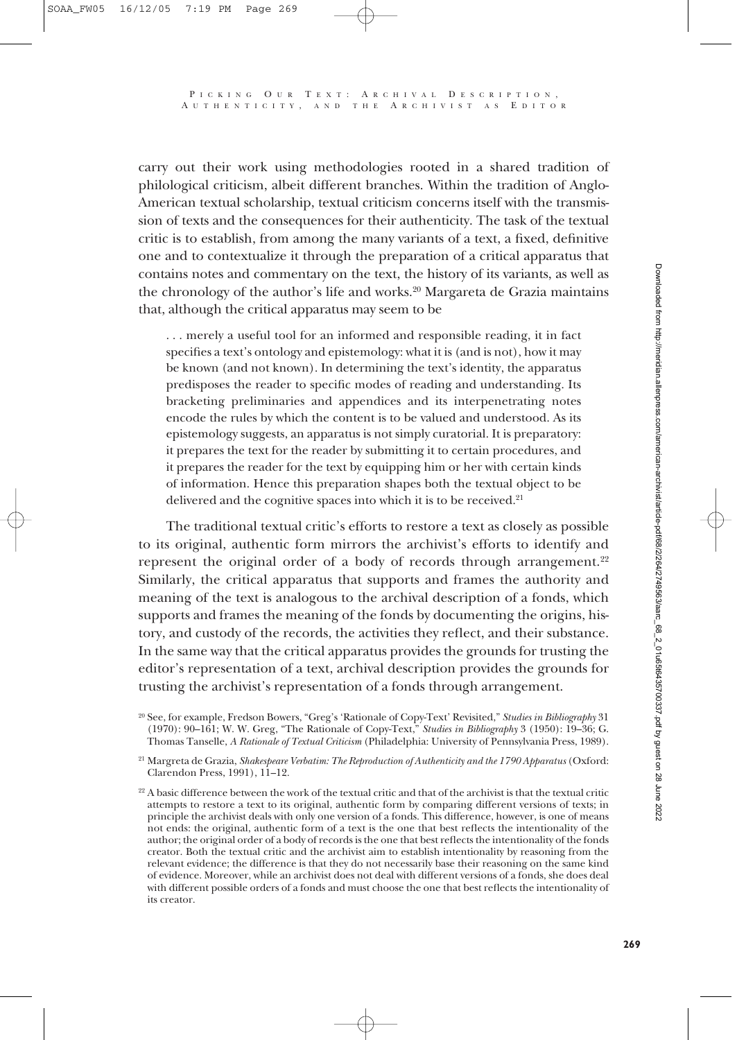carry out their work using methodologies rooted in a shared tradition of philological criticism, albeit different branches. Within the tradition of Anglo-American textual scholarship, textual criticism concerns itself with the transmission of texts and the consequences for their authenticity. The task of the textual critic is to establish, from among the many variants of a text, a fixed, definitive one and to contextualize it through the preparation of a critical apparatus that contains notes and commentary on the text, the history of its variants, as well as the chronology of the author's life and works.[20] Margareta de Grazia maintains that, although the critical apparatus may seem to be

> . . . merely a useful tool for an informed and responsible reading, it in fact specifies a text's ontology and epistemology: what it is (and is not), how it may be known (and not known). In determining the text's identity, the apparatus predisposes the reader to specific modes of reading and understanding. Its bracketing preliminaries and appendices and its interpenetrating notes encode the rules by which the content is to be valued and understood. As its epistemology suggests, an apparatus is not simply curatorial. It is preparatory: it prepares the text for the reader by submitting it to certain procedures, and it prepares the reader for the text by equipping him or her with certain kinds of information. Hence this preparation shapes both the textual object to be delivered and the cognitive spaces into which it is to be received.[21]

The traditional textual critic's efforts to restore a text as closely as possible to its original, authentic form mirrors the archivist's efforts to identify and represent the original order of a body of records through arrangement.[22] Similarly, the critical apparatus that supports and frames the authority and meaning of the text is analogous to the archival description of a fonds, which supports and frames the meaning of the fonds by documenting the origins, history, and custody of the records, the activities they reflect, and their substance. In the same way that the critical apparatus provides the grounds for trusting the editor's representation of a text, archival description provides the grounds for trusting the archivist's representation of a fonds through arrangement.

[20] See, for example, Fredson Bowers, "Greg's 'Rationale of Copy-Text' Revisited," *Studies in Bibliography* 31 (1970): 90–161; W. W. Greg, "The Rationale of Copy-Text," *Studies in Bibliography* 3 (1950): 19–36; G. Thomas Tanselle, *A Rationale of Textual Criticism* (Philadelphia: University of Pennsylvania Press, 1989).

[21] Margreta de Grazia, *Shakespeare Verbatim: The Reproduction of Authenticity and the 1790 Apparatus* (Oxford: Clarendon Press, 1991), 11–12.

[22] A basic difference between the work of the textual critic and that of the archivist is that the textual critic attempts to restore a text to its original, authentic form by comparing different versions of texts; in principle the archivist deals with only one version of a fonds. This difference, however, is one of means not ends: the original, authentic form of a text is the one that best reflects the intentionality of the author; the original order of a body of records is the one that best reflects the intentionality of the fonds creator. Both the textual critic and the archivist aim to establish intentionality by reasoning from the relevant evidence; the difference is that they do not necessarily base their reasoning on the same kind of evidence. Moreover, while an archivist does not deal with different versions of a fonds, she does deal with different possible orders of a fonds and must choose the one that best reflects the intentionality of its creator.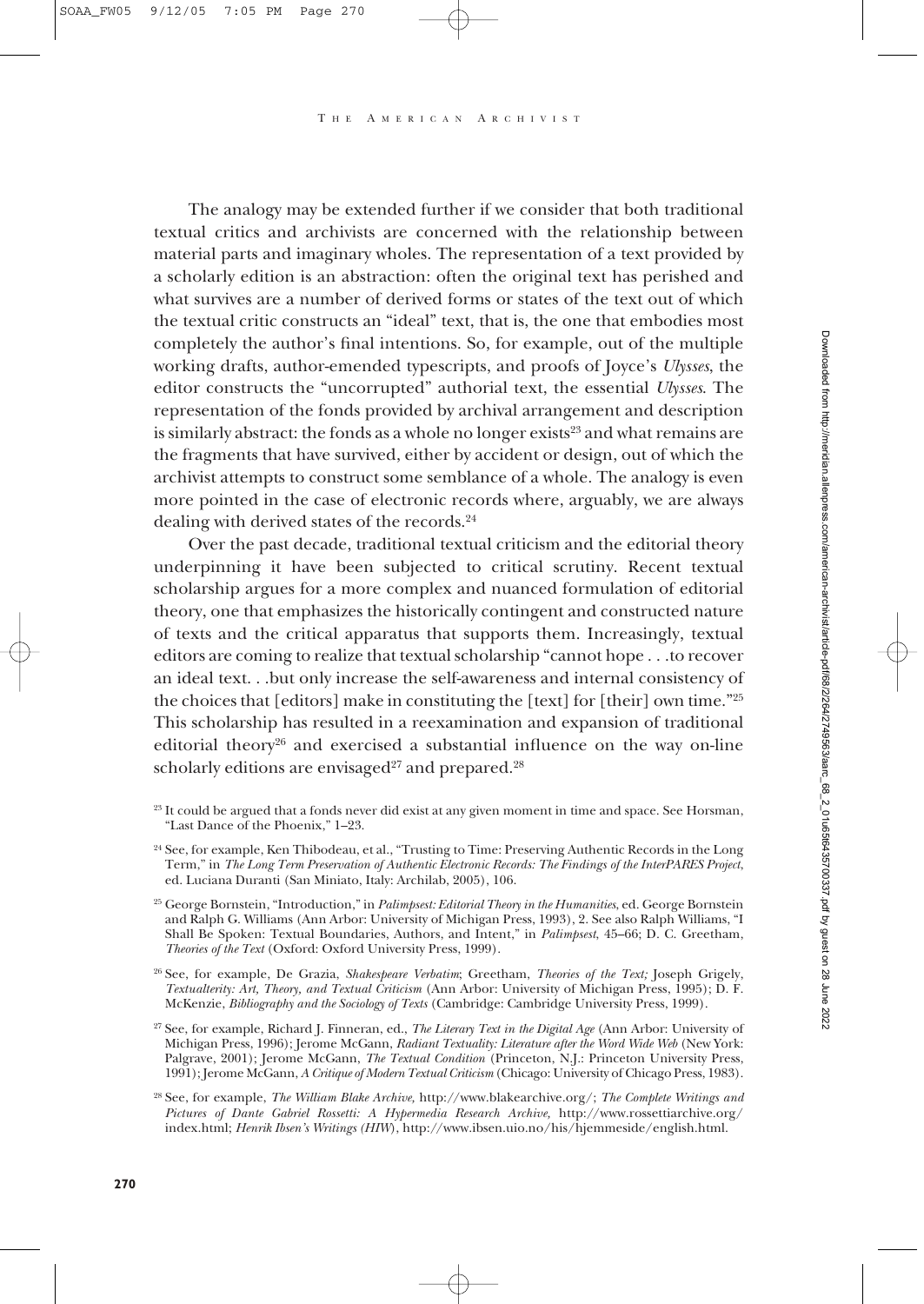The analogy may be extended further if we consider that both traditional textual critics and archivists are concerned with the relationship between material parts and imaginary wholes. The representation of a text provided by a scholarly edition is an abstraction: often the original text has perished and what survives are a number of derived forms or states of the text out of which the textual critic constructs an "ideal" text, that is, the one that embodies most completely the author's final intentions. So, for example, out of the multiple working drafts, author-emended typescripts, and proofs of Joyce's *Ulysses*, the editor constructs the "uncorrupted" authorial text, the essential *Ulysses*. The representation of the fonds provided by archival arrangement and description is similarly abstract: the fonds as a whole no longer exists[23] and what remains are the fragments that have survived, either by accident or design, out of which the archivist attempts to construct some semblance of a whole. The analogy is even more pointed in the case of electronic records where, arguably, we are always dealing with derived states of the records.[24]

Over the past decade, traditional textual criticism and the editorial theory underpinning it have been subjected to critical scrutiny. Recent textual scholarship argues for a more complex and nuanced formulation of editorial theory, one that emphasizes the historically contingent and constructed nature of texts and the critical apparatus that supports them. Increasingly, textual editors are coming to realize that textual scholarship "cannot hope . . .to recover an ideal text. . .but only increase the self-awareness and internal consistency of the choices that [editors] make in constituting the [text] for [their] own time."[25] This scholarship has resulted in a reexamination and expansion of traditional editorial theory[26] and exercised a substantial influence on the way on-line scholarly editions are envisaged[27] and prepared.[28]

[23] It could be argued that a fonds never did exist at any given moment in time and space. See Horsman, "Last Dance of the Phoenix," 1–23.

[24] See, for example, Ken Thibodeau, et al., "Trusting to Time: Preserving Authentic Records in the Long Term," in *The Long Term Preservation of Authentic Electronic Records: The Findings of the InterPARES Project*, ed. Luciana Duranti (San Miniato, Italy: Archilab, 2005), 106.

[25] George Bornstein, "Introduction," in *Palimpsest: Editorial Theory in the Humanities*, ed. George Bornstein and Ralph G. Williams (Ann Arbor: University of Michigan Press, 1993), 2. See also Ralph Williams, "I Shall Be Spoken: Textual Boundaries, Authors, and Intent," in *Palimpsest*, 45–66; D. C. Greetham, *Theories of the Text* (Oxford: Oxford University Press, 1999).

[26] See, for example, De Grazia, *Shakespeare Verbatim*; Greetham, *Theories of the Text;* Joseph Grigely, *Textualterity: Art, Theory, and Textual Criticism* (Ann Arbor: University of Michigan Press, 1995); D. F. McKenzie, *Bibliography and the Sociology of Texts* (Cambridge: Cambridge University Press, 1999).

[27] See, for example, Richard J. Finneran, ed., *The Literary Text in the Digital Age* (Ann Arbor: University of Michigan Press, 1996); Jerome McGann, *Radiant Textuality: Literature after the Word Wide Web* (New York: Palgrave, 2001); Jerome McGann, *The Textual Condition* (Princeton, N.J.: Princeton University Press, 1991); Jerome McGann, *A Critique of Modern Textual Criticism* (Chicago: University of Chicago Press, 1983).

[28] See, for example, *The William Blake Archive,* http://www.blakearchive.org/; *The Complete Writings and Pictures of Dante Gabriel Rossetti: A Hypermedia Research Archive,* http://www.rossettiarchive.org/index.html; *Henrik Ibsen's Writings (HIW)*, http://www.ibsen.uio.no/his/hjemmeside/english.html.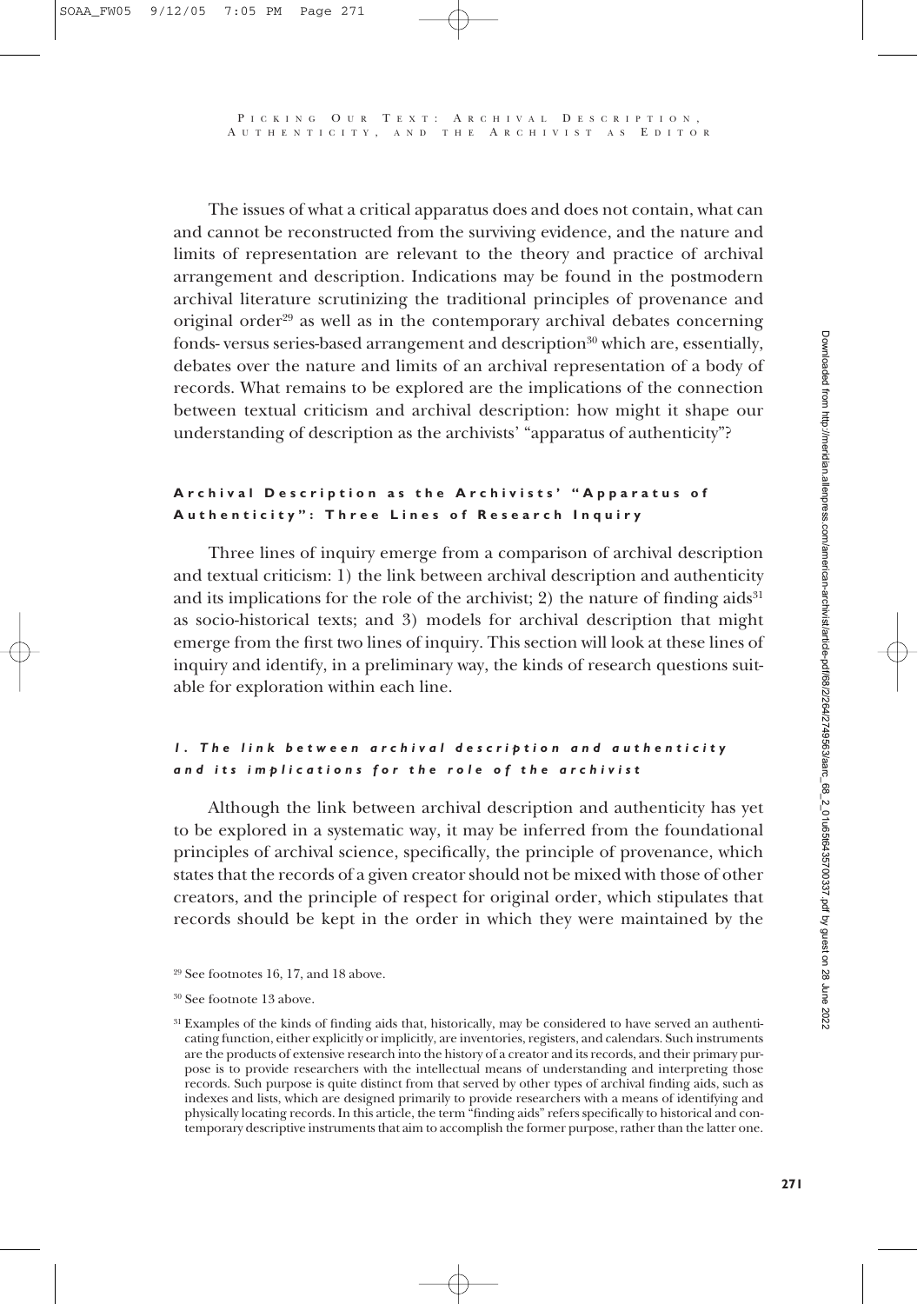The issues of what a critical apparatus does and does not contain, what can and cannot be reconstructed from the surviving evidence, and the nature and limits of representation are relevant to the theory and practice of archival arrangement and description. Indications may be found in the postmodern archival literature scrutinizing the traditional principles of provenance and original order[29] as well as in the contemporary archival debates concerning fonds- versus series-based arrangement and description[30] which are, essentially, debates over the nature and limits of an archival representation of a body of records. What remains to be explored are the implications of the connection between textual criticism and archival description: how might it shape our understanding of description as the archivists' "apparatus of authenticity"?

## Archival Description as the Archivists' "Apparatus of Authenticity": Three Lines of Research Inquiry

Three lines of inquiry emerge from a comparison of archival description and textual criticism: 1) the link between archival description and authenticity and its implications for the role of the archivist; 2) the nature of finding aids[31] as socio-historical texts; and 3) models for archival description that might emerge from the first two lines of inquiry. This section will look at these lines of inquiry and identify, in a preliminary way, the kinds of research questions suitable for exploration within each line.

### *1. The link between archival description and authenticity and its implications for the role of the archivist*

Although the link between archival description and authenticity has yet to be explored in a systematic way, it may be inferred from the foundational principles of archival science, specifically, the principle of provenance, which states that the records of a given creator should not be mixed with those of other creators, and the principle of respect for original order, which stipulates that records should be kept in the order in which they were maintained by the

[29] See footnotes 16, 17, and 18 above.

[30] See footnote 13 above.

[31] Examples of the kinds of finding aids that, historically, may be considered to have served an authenticating function, either explicitly or implicitly, are inventories, registers, and calendars. Such instruments are the products of extensive research into the history of a creator and its records, and their primary purpose is to provide researchers with the intellectual means of understanding and interpreting those records. Such purpose is quite distinct from that served by other types of archival finding aids, such as indexes and lists, which are designed primarily to provide researchers with a means of identifying and physically locating records. In this article, the term "finding aids" refers specifically to historical and contemporary descriptive instruments that aim to accomplish the former purpose, rather than the latter one.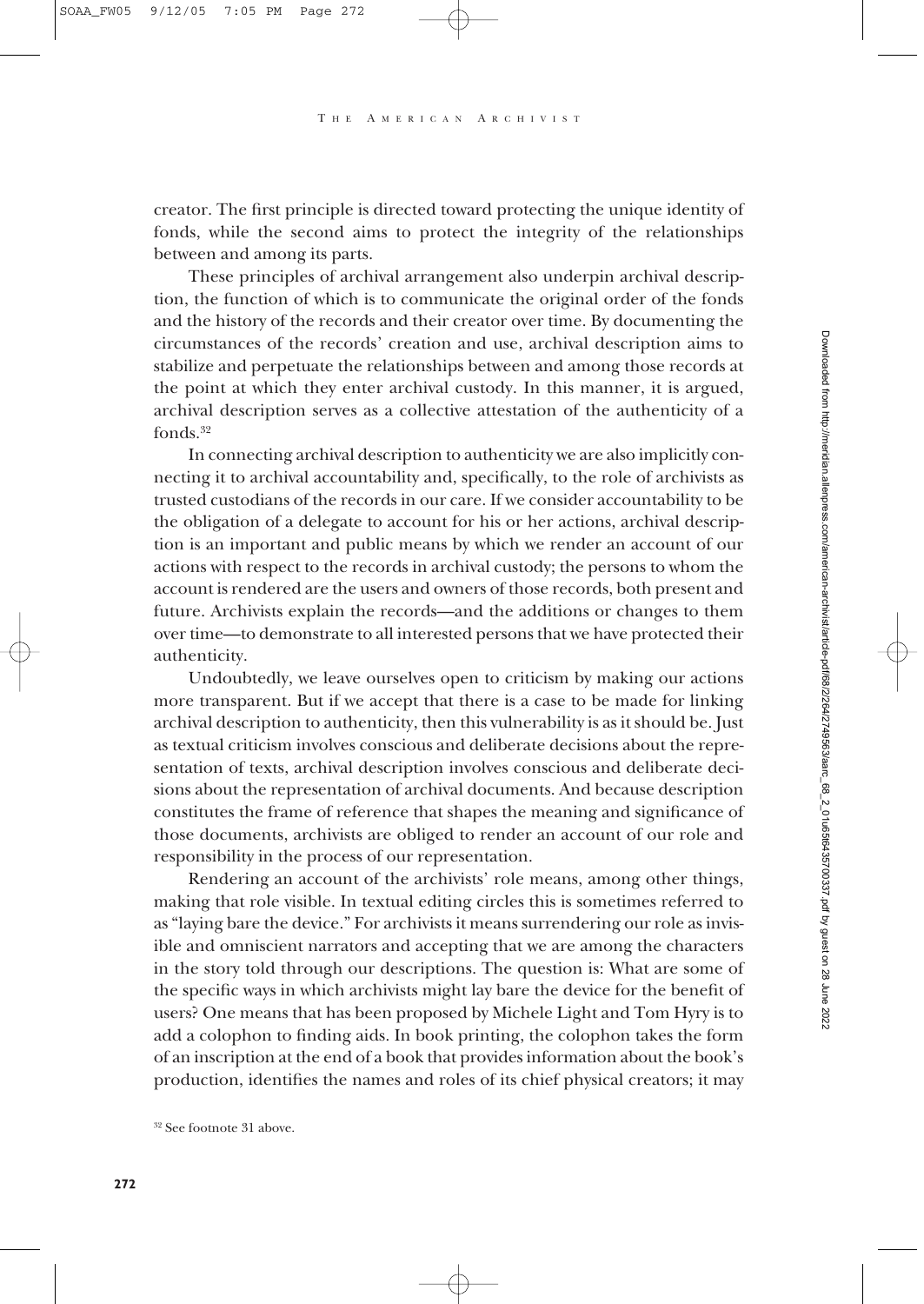creator. The first principle is directed toward protecting the unique identity of fonds, while the second aims to protect the integrity of the relationships between and among its parts.

These principles of archival arrangement also underpin archival description, the function of which is to communicate the original order of the fonds and the history of the records and their creator over time. By documenting the circumstances of the records' creation and use, archival description aims to stabilize and perpetuate the relationships between and among those records at the point at which they enter archival custody. In this manner, it is argued, archival description serves as a collective attestation of the authenticity of a fonds.[32]

In connecting archival description to authenticity we are also implicitly connecting it to archival accountability and, specifically, to the role of archivists as trusted custodians of the records in our care. If we consider accountability to be the obligation of a delegate to account for his or her actions, archival description is an important and public means by which we render an account of our actions with respect to the records in archival custody; the persons to whom the account is rendered are the users and owners of those records, both present and future. Archivists explain the records—and the additions or changes to them over time—to demonstrate to all interested persons that we have protected their authenticity.

Undoubtedly, we leave ourselves open to criticism by making our actions more transparent. But if we accept that there is a case to be made for linking archival description to authenticity, then this vulnerability is as it should be. Just as textual criticism involves conscious and deliberate decisions about the representation of texts, archival description involves conscious and deliberate decisions about the representation of archival documents. And because description constitutes the frame of reference that shapes the meaning and significance of those documents, archivists are obliged to render an account of our role and responsibility in the process of our representation.

Rendering an account of the archivists' role means, among other things, making that role visible. In textual editing circles this is sometimes referred to as "laying bare the device." For archivists it means surrendering our role as invisible and omniscient narrators and accepting that we are among the characters in the story told through our descriptions. The question is: What are some of the specific ways in which archivists might lay bare the device for the benefit of users? One means that has been proposed by Michele Light and Tom Hyry is to add a colophon to finding aids. In book printing, the colophon takes the form of an inscription at the end of a book that provides information about the book's production, identifies the names and roles of its chief physical creators; it may

[32] See footnote 31 above.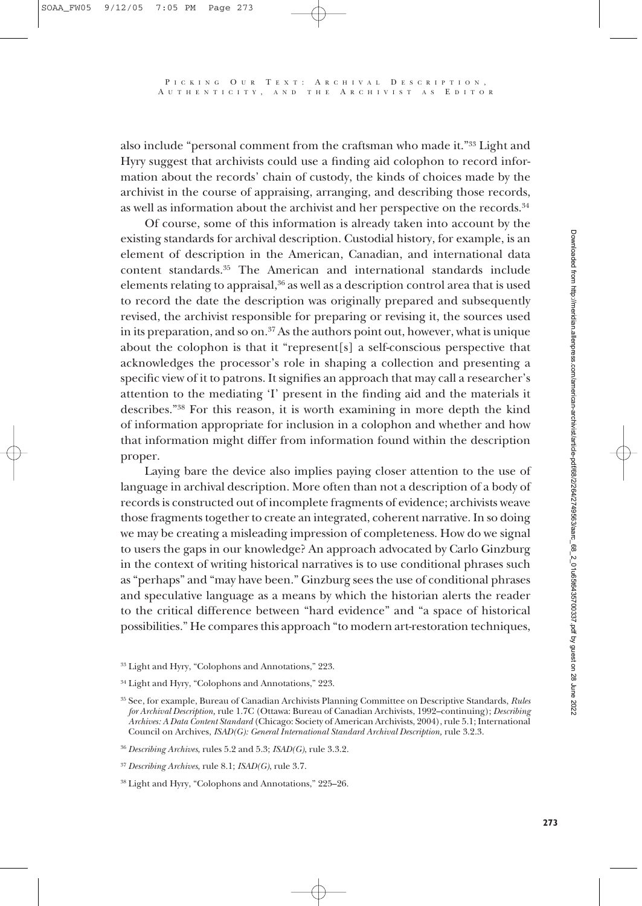also include "personal comment from the craftsman who made it."[33] Light and Hyry suggest that archivists could use a finding aid colophon to record information about the records' chain of custody, the kinds of choices made by the archivist in the course of appraising, arranging, and describing those records, as well as information about the archivist and her perspective on the records.[34]

Of course, some of this information is already taken into account by the existing standards for archival description. Custodial history, for example, is an element of description in the American, Canadian, and international data content standards.[35] The American and international standards include elements relating to appraisal,[36] as well as a description control area that is used to record the date the description was originally prepared and subsequently revised, the archivist responsible for preparing or revising it, the sources used in its preparation, and so on.[37] As the authors point out, however, what is unique about the colophon is that it "represent[s] a self-conscious perspective that acknowledges the processor's role in shaping a collection and presenting a specific view of it to patrons. It signifies an approach that may call a researcher's attention to the mediating 'I' present in the finding aid and the materials it describes."[38] For this reason, it is worth examining in more depth the kind of information appropriate for inclusion in a colophon and whether and how that information might differ from information found within the description proper.

Laying bare the device also implies paying closer attention to the use of language in archival description. More often than not a description of a body of records is constructed out of incomplete fragments of evidence; archivists weave those fragments together to create an integrated, coherent narrative. In so doing we may be creating a misleading impression of completeness. How do we signal to users the gaps in our knowledge? An approach advocated by Carlo Ginzburg in the context of writing historical narratives is to use conditional phrases such as "perhaps" and "may have been." Ginzburg sees the use of conditional phrases and speculative language as a means by which the historian alerts the reader to the critical difference between "hard evidence" and "a space of historical possibilities." He compares this approach "to modern art-restoration techniques,

[33] Light and Hyry, "Colophons and Annotations," 223.

[34] Light and Hyry, "Colophons and Annotations," 223.

[35] See, for example, Bureau of Canadian Archivists Planning Committee on Descriptive Standards, *Rules for Archival Description,* rule 1.7C (Ottawa: Bureau of Canadian Archivists, 1992–continuing); *Describing Archives: A Data Content Standard* (Chicago: Society of American Archivists, 2004), rule 5.1; International Council on Archives, *ISAD(G): General International Standard Archival Description,* rule 3.2.3.

[36] *Describing Archives*, rules 5.2 and 5.3; *ISAD(G)*, rule 3.3.2.

[37] *Describing Archives*, rule 8.1; *ISAD(G)*, rule 3.7.

[38] Light and Hyry, "Colophons and Annotations," 225–26.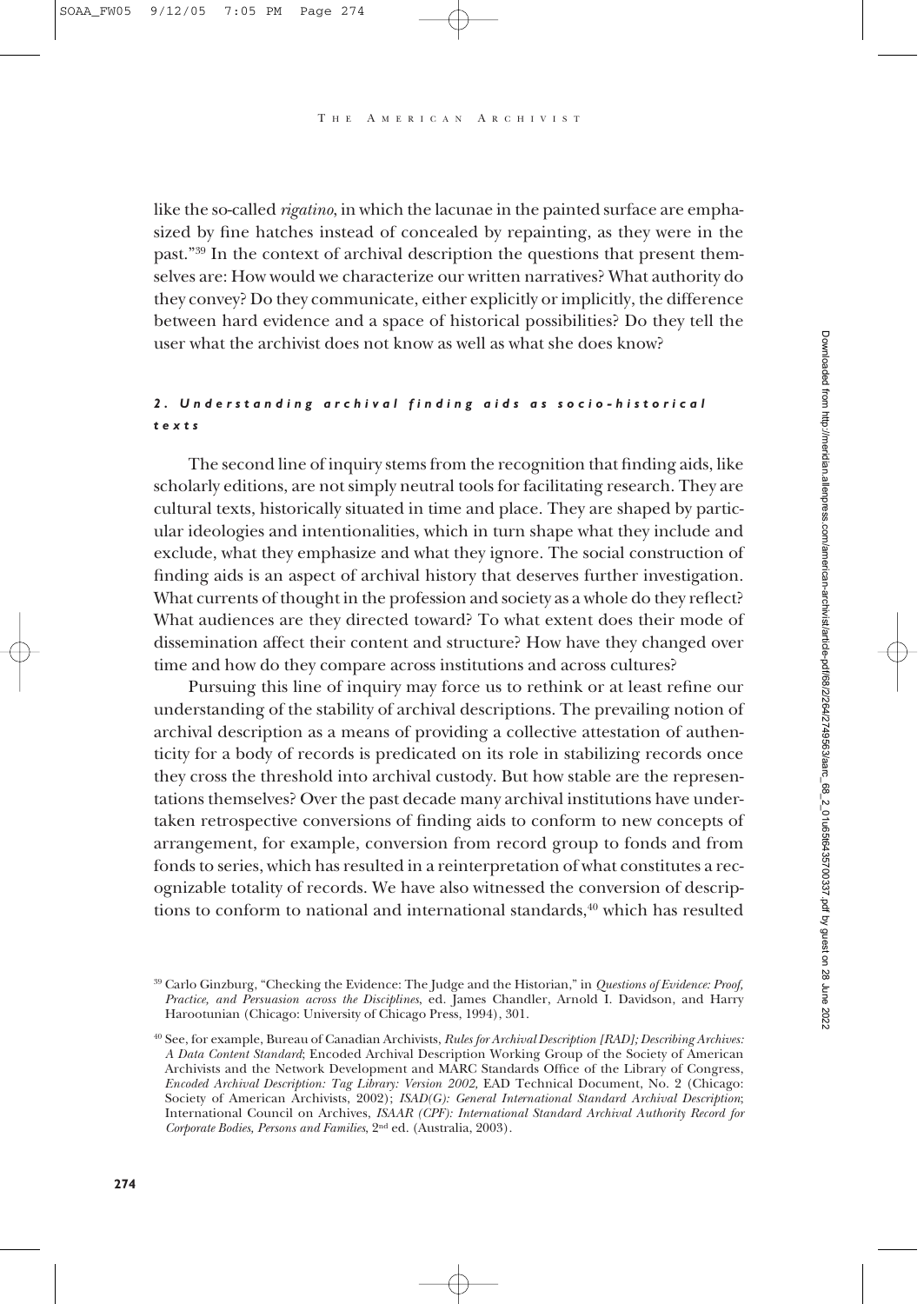like the so-called *rigatino*, in which the lacunae in the painted surface are emphasized by fine hatches instead of concealed by repainting, as they were in the past."[39] In the context of archival description the questions that present themselves are: How would we characterize our written narratives? What authority do they convey? Do they communicate, either explicitly or implicitly, the difference between hard evidence and a space of historical possibilities? Do they tell the user what the archivist does not know as well as what she does know?

### *2. Understanding archival finding aids as socio-historical texts*

The second line of inquiry stems from the recognition that finding aids, like scholarly editions, are not simply neutral tools for facilitating research. They are cultural texts, historically situated in time and place. They are shaped by particular ideologies and intentionalities, which in turn shape what they include and exclude, what they emphasize and what they ignore. The social construction of finding aids is an aspect of archival history that deserves further investigation. What currents of thought in the profession and society as a whole do they reflect? What audiences are they directed toward? To what extent does their mode of dissemination affect their content and structure? How have they changed over time and how do they compare across institutions and across cultures?

Pursuing this line of inquiry may force us to rethink or at least refine our understanding of the stability of archival descriptions. The prevailing notion of archival description as a means of providing a collective attestation of authenticity for a body of records is predicated on its role in stabilizing records once they cross the threshold into archival custody. But how stable are the representations themselves? Over the past decade many archival institutions have undertaken retrospective conversions of finding aids to conform to new concepts of arrangement, for example, conversion from record group to fonds and from fonds to series, which has resulted in a reinterpretation of what constitutes a recognizable totality of records. We have also witnessed the conversion of descriptions to conform to national and international standards,[40] which has resulted

---

[39] Carlo Ginzburg, "Checking the Evidence: The Judge and the Historian," in *Questions of Evidence: Proof, Practice, and Persuasion across the Disciplines*, ed. James Chandler, Arnold I. Davidson, and Harry Harootunian (Chicago: University of Chicago Press, 1994), 301.

[40] See, for example, Bureau of Canadian Archivists, *Rules for Archival Description [RAD]; Describing Archives: A Data Content Standard*; Encoded Archival Description Working Group of the Society of American Archivists and the Network Development and MARC Standards Office of the Library of Congress, *Encoded Archival Description: Tag Library: Version 2002,* EAD Technical Document, No. 2 (Chicago: Society of American Archivists, 2002); *ISAD(G): General International Standard Archival Description*; International Council on Archives, *ISAAR (CPF): International Standard Archival Authority Record for Corporate Bodies, Persons and Families*, 2nd ed. (Australia, 2003).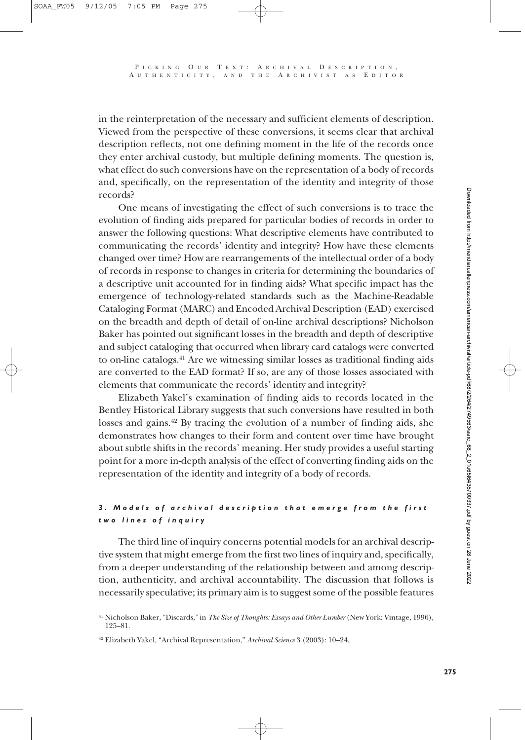in the reinterpretation of the necessary and sufficient elements of description. Viewed from the perspective of these conversions, it seems clear that archival description reflects, not one defining moment in the life of the records once they enter archival custody, but multiple defining moments. The question is, what effect do such conversions have on the representation of a body of records and, specifically, on the representation of the identity and integrity of those records?

One means of investigating the effect of such conversions is to trace the evolution of finding aids prepared for particular bodies of records in order to answer the following questions: What descriptive elements have contributed to communicating the records' identity and integrity? How have these elements changed over time? How are rearrangements of the intellectual order of a body of records in response to changes in criteria for determining the boundaries of a descriptive unit accounted for in finding aids? What specific impact has the emergence of technology-related standards such as the Machine-Readable Cataloging Format (MARC) and Encoded Archival Description (EAD) exercised on the breadth and depth of detail of on-line archival descriptions? Nicholson Baker has pointed out significant losses in the breadth and depth of descriptive and subject cataloging that occurred when library card catalogs were converted to on-line catalogs.[41] Are we witnessing similar losses as traditional finding aids are converted to the EAD format? If so, are any of those losses associated with elements that communicate the records' identity and integrity?

Elizabeth Yakel's examination of finding aids to records located in the Bentley Historical Library suggests that such conversions have resulted in both losses and gains.[42] By tracing the evolution of a number of finding aids, she demonstrates how changes to their form and content over time have brought about subtle shifts in the records' meaning. Her study provides a useful starting point for a more in-depth analysis of the effect of converting finding aids on the representation of the identity and integrity of a body of records.

### *3. Models of archival description that emerge from the first two lines of inquiry*

The third line of inquiry concerns potential models for an archival descriptive system that might emerge from the first two lines of inquiry and, specifically, from a deeper understanding of the relationship between and among description, authenticity, and archival accountability. The discussion that follows is necessarily speculative; its primary aim is to suggest some of the possible features

[41] Nicholson Baker, "Discards," in *The Size of Thoughts: Essays and Other Lumber* (New York: Vintage, 1996), 125–81.

[42] Elizabeth Yakel, "Archival Representation," *Archival Science* 3 (2003): 10–24.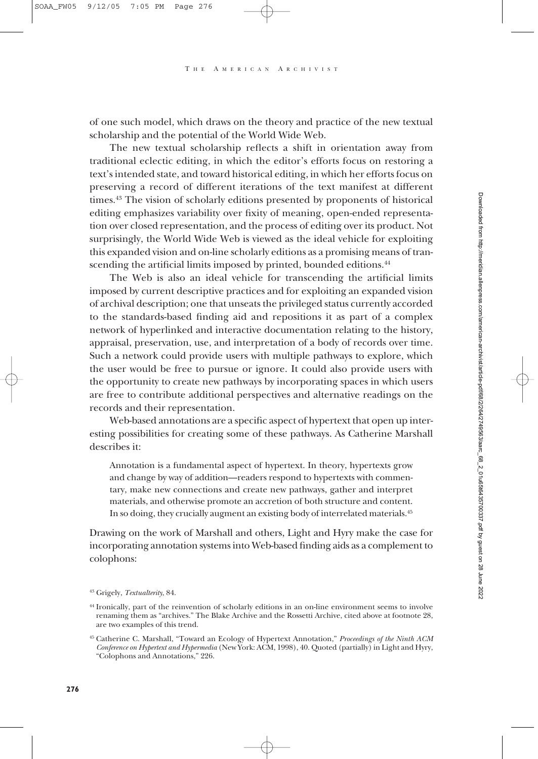of one such model, which draws on the theory and practice of the new textual scholarship and the potential of the World Wide Web.

The new textual scholarship reflects a shift in orientation away from traditional eclectic editing, in which the editor's efforts focus on restoring a text's intended state, and toward historical editing, in which her efforts focus on preserving a record of different iterations of the text manifest at different times.[43] The vision of scholarly editions presented by proponents of historical editing emphasizes variability over fixity of meaning, open-ended representation over closed representation, and the process of editing over its product. Not surprisingly, the World Wide Web is viewed as the ideal vehicle for exploiting this expanded vision and on-line scholarly editions as a promising means of transcending the artificial limits imposed by printed, bounded editions.[44]

The Web is also an ideal vehicle for transcending the artificial limits imposed by current descriptive practices and for exploiting an expanded vision of archival description; one that unseats the privileged status currently accorded to the standards-based finding aid and repositions it as part of a complex network of hyperlinked and interactive documentation relating to the history, appraisal, preservation, use, and interpretation of a body of records over time. Such a network could provide users with multiple pathways to explore, which the user would be free to pursue or ignore. It could also provide users with the opportunity to create new pathways by incorporating spaces in which users are free to contribute additional perspectives and alternative readings on the records and their representation.

Web-based annotations are a specific aspect of hypertext that open up interesting possibilities for creating some of these pathways. As Catherine Marshall describes it:

> Annotation is a fundamental aspect of hypertext. In theory, hypertexts grow and change by way of addition—readers respond to hypertexts with commentary, make new connections and create new pathways, gather and interpret materials, and otherwise promote an accretion of both structure and content. In so doing, they crucially augment an existing body of interrelated materials.[45]

Drawing on the work of Marshall and others, Light and Hyry make the case for incorporating annotation systems into Web-based finding aids as a complement to colophons:

---

[43] Grigely, *Textualterity*, 84.

[44] Ironically, part of the reinvention of scholarly editions in an on-line environment seems to involve renaming them as "archives." The Blake Archive and the Rossetti Archive, cited above at footnote 28, are two examples of this trend.

[45] Catherine C. Marshall, "Toward an Ecology of Hypertext Annotation," *Proceedings of the Ninth ACM Conference on Hypertext and Hypermedia* (New York: ACM, 1998), 40. Quoted (partially) in Light and Hyry, "Colophons and Annotations," 226.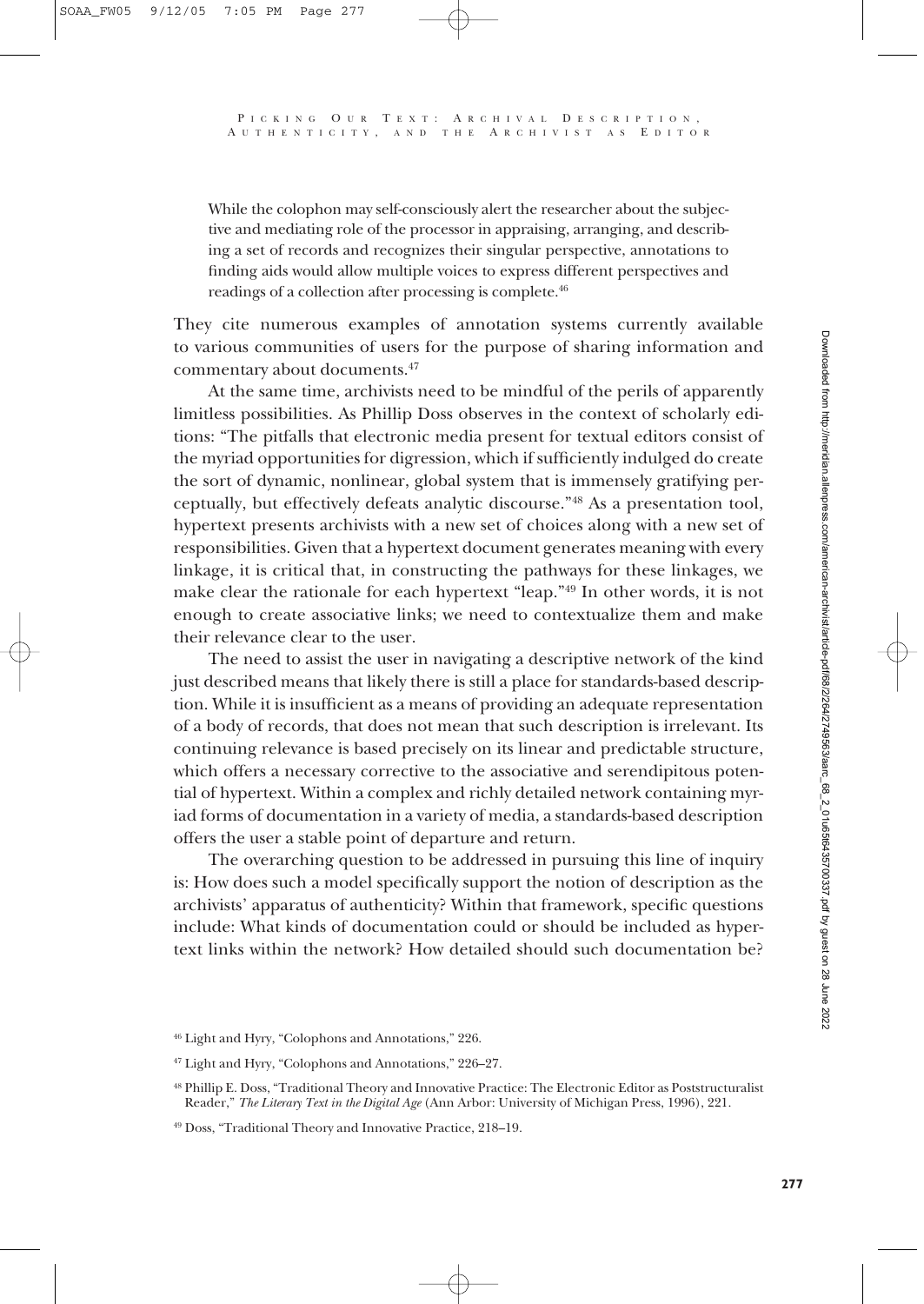> While the colophon may self-consciously alert the researcher about the subjective and mediating role of the processor in appraising, arranging, and describing a set of records and recognizes their singular perspective, annotations to finding aids would allow multiple voices to express different perspectives and readings of a collection after processing is complete.[46]

They cite numerous examples of annotation systems currently available to various communities of users for the purpose of sharing information and commentary about documents.[47]

At the same time, archivists need to be mindful of the perils of apparently limitless possibilities. As Phillip Doss observes in the context of scholarly editions: "The pitfalls that electronic media present for textual editors consist of the myriad opportunities for digression, which if sufficiently indulged do create the sort of dynamic, nonlinear, global system that is immensely gratifying perceptually, but effectively defeats analytic discourse."[48] As a presentation tool, hypertext presents archivists with a new set of choices along with a new set of responsibilities. Given that a hypertext document generates meaning with every linkage, it is critical that, in constructing the pathways for these linkages, we make clear the rationale for each hypertext "leap."[49] In other words, it is not enough to create associative links; we need to contextualize them and make their relevance clear to the user.

The need to assist the user in navigating a descriptive network of the kind just described means that likely there is still a place for standards-based description. While it is insufficient as a means of providing an adequate representation of a body of records, that does not mean that such description is irrelevant. Its continuing relevance is based precisely on its linear and predictable structure, which offers a necessary corrective to the associative and serendipitous potential of hypertext. Within a complex and richly detailed network containing myriad forms of documentation in a variety of media, a standards-based description offers the user a stable point of departure and return.

The overarching question to be addressed in pursuing this line of inquiry is: How does such a model specifically support the notion of description as the archivists' apparatus of authenticity? Within that framework, specific questions include: What kinds of documentation could or should be included as hypertext links within the network? How detailed should such documentation be?

---

[46] Light and Hyry, "Colophons and Annotations," 226.

[47] Light and Hyry, "Colophons and Annotations," 226–27.

[48] Phillip E. Doss, "Traditional Theory and Innovative Practice: The Electronic Editor as Poststructuralist Reader," *The Literary Text in the Digital Age* (Ann Arbor: University of Michigan Press, 1996), 221.

[49] Doss, "Traditional Theory and Innovative Practice, 218–19.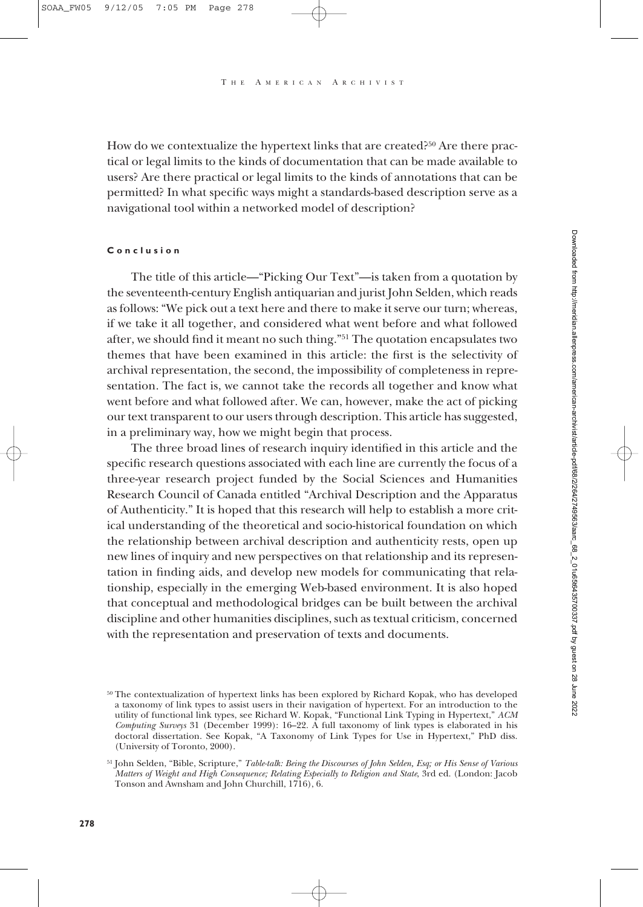How do we contextualize the hypertext links that are created?[50] Are there practical or legal limits to the kinds of documentation that can be made available to users? Are there practical or legal limits to the kinds of annotations that can be permitted? In what specific ways might a standards-based description serve as a navigational tool within a networked model of description?

## Conclusion

The title of this article—"Picking Our Text"—is taken from a quotation by the seventeenth-century English antiquarian and jurist John Selden, which reads as follows: "We pick out a text here and there to make it serve our turn; whereas, if we take it all together, and considered what went before and what followed after, we should find it meant no such thing."[51] The quotation encapsulates two themes that have been examined in this article: the first is the selectivity of archival representation, the second, the impossibility of completeness in representation. The fact is, we cannot take the records all together and know what went before and what followed after. We can, however, make the act of picking our text transparent to our users through description. This article has suggested, in a preliminary way, how we might begin that process.

The three broad lines of research inquiry identified in this article and the specific research questions associated with each line are currently the focus of a three-year research project funded by the Social Sciences and Humanities Research Council of Canada entitled "Archival Description and the Apparatus of Authenticity." It is hoped that this research will help to establish a more critical understanding of the theoretical and socio-historical foundation on which the relationship between archival description and authenticity rests, open up new lines of inquiry and new perspectives on that relationship and its representation in finding aids, and develop new models for communicating that relationship, especially in the emerging Web-based environment. It is also hoped that conceptual and methodological bridges can be built between the archival discipline and other humanities disciplines, such as textual criticism, concerned with the representation and preservation of texts and documents.

[50] The contextualization of hypertext links has been explored by Richard Kopak, who has developed a taxonomy of link types to assist users in their navigation of hypertext. For an introduction to the utility of functional link types, see Richard W. Kopak, "Functional Link Typing in Hypertext," *ACM Computing Surveys* 31 (December 1999): 16–22. A full taxonomy of link types is elaborated in his doctoral dissertation. See Kopak, "A Taxonomy of Link Types for Use in Hypertext," PhD diss. (University of Toronto, 2000).

[51] John Selden, "Bible, Scripture," *Table-talk: Being the Discourses of John Selden, Esq; or His Sense of Various Matters of Weight and High Consequence; Relating Especially to Religion and State*, 3rd ed. (London: Jacob Tonson and Awnsham and John Churchill, 1716), 6.